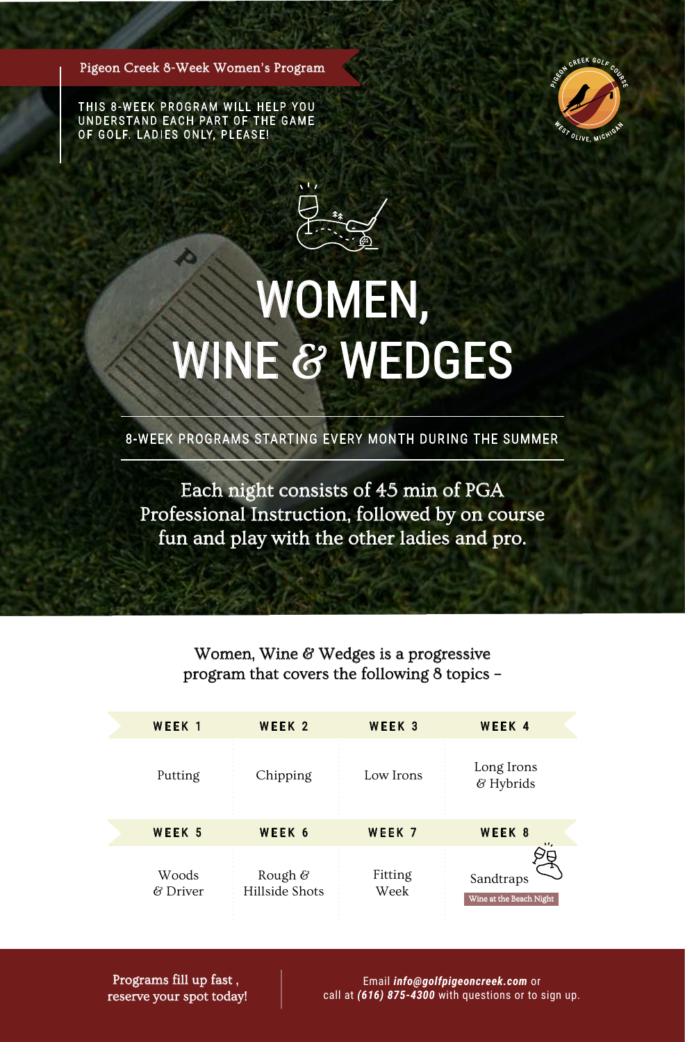Pigeon Creek 8-Week Women's Program

THIS 8-WEEK PROGRAM WILL HELP YOU UNDERSTAND EACH PART OF THE GAME OF GOLF. LADIES ONLY, PLEASE!

# WOMEN, WINE & WEDGES

8-WEEK PROGRAMS STARTING EVERY MONTH DURING THE SUMMER

Each night consists of 45 min of PGA Professional Instruction, followed by on course fun and play with the other ladies and pro.

Women, Wine & Wedges is a progressive program that covers the following 8 topics –

| WEEK 1 | WEEK 2 | WEEK 3 | WEEK 4 |
|---|---|---|---|
| Putting | Chipping | Low Irons | Long Irons & Hybrids |

| WEEK 5 | WEEK 6 | WEEK 7 | WEEK 8 |
|---|---|---|---|
| Woods & Driver | Rough & Hillside Shots | Fitting Week | Sandtraps<br>Wine at the Beach Night |

Programs fill up fast, reserve your spot today!

Email ***info@golfpigeoncreek.com*** or call at ***(616) 875-4300*** with questions or to sign up.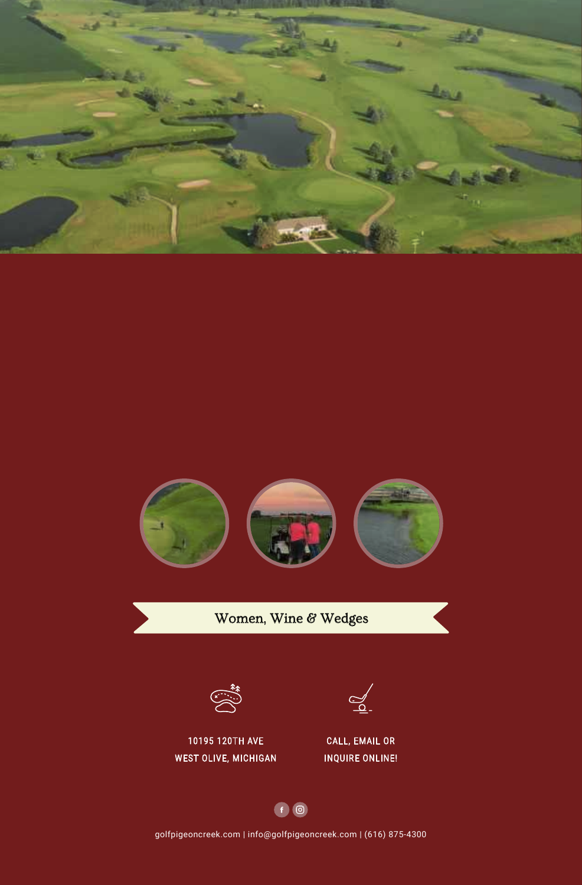Women, Wine & Wedges

10195 120TH AVE
WEST OLIVE, MICHIGAN

CALL, EMAIL OR
INQUIRE ONLINE!

golfpigeoncreek.com | info@golfpigeoncreek.com | (616) 875-4300